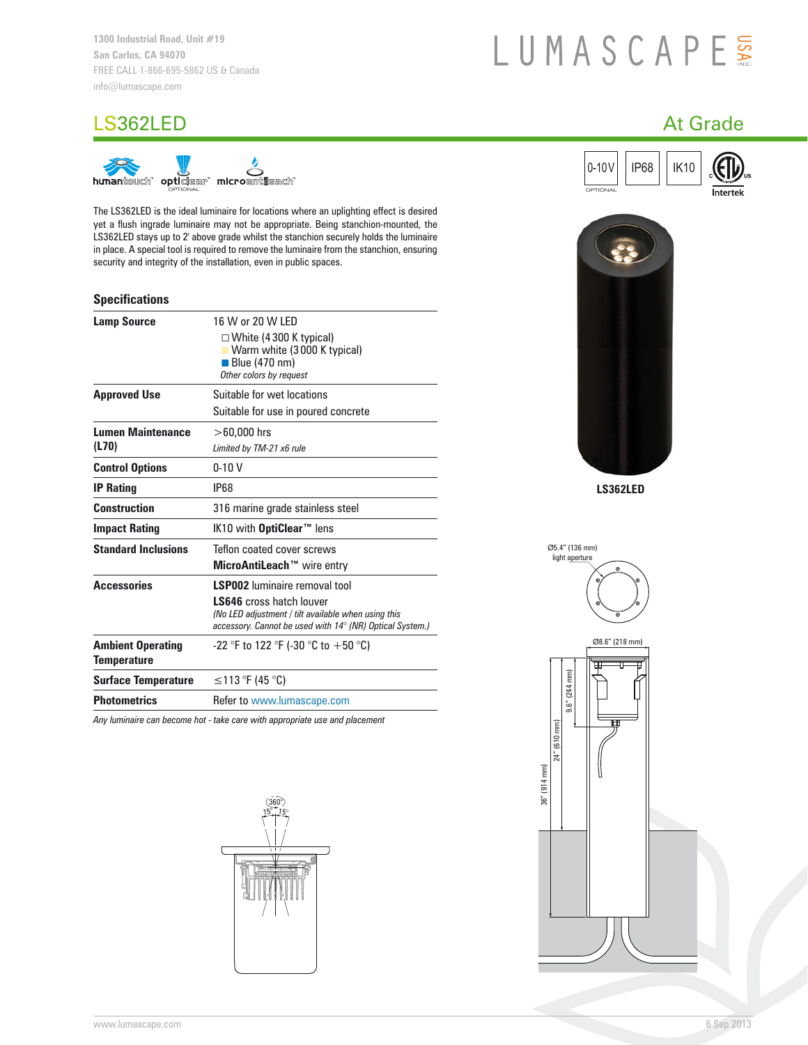1300 Industrial Road, Unit #19
San Carlos, CA 94070
FREE CALL 1-866-695-5862 US & Canada
info@lumascape.com

LUMASCAPE USA INC.

# LS362LED

## At Grade

humantouch™ opticlear™ (OPTIONAL) microantileach™

0-10V (OPTIONAL) | IP68 | IK10 | ETL Intertek

The LS362LED is the ideal luminaire for locations where an uplighting effect is desired yet a flush ingrade luminaire may not be appropriate. Being stanchion-mounted, the LS362LED stays up to 2' above grade whilst the stanchion securely holds the luminaire in place. A special tool is required to remove the luminaire from the stanchion, ensuring security and integrity of the installation, even in public spaces.

### Specifications

| | |
|---|---|
| **Lamp Source** | 16 W or 20 W LED<br>□ White (4 300 K typical)<br>Warm white (3 000 K typical)<br>Blue (470 nm)<br>*Other colors by request* |
| **Approved Use** | Suitable for wet locations<br>Suitable for use in poured concrete |
| **Lumen Maintenance (L70)** | >60,000 hrs<br>*Limited by TM-21 x6 rule* |
| **Control Options** | 0-10 V |
| **IP Rating** | IP68 |
| **Construction** | 316 marine grade stainless steel |
| **Impact Rating** | IK10 with **OptiClear™** lens |
| **Standard Inclusions** | Teflon coated cover screws<br>**MicroAntiLeach™** wire entry |
| **Accessories** | **LSP002** luminaire removal tool<br>**LS646** cross hatch louver<br>*(No LED adjustment / tilt available when using this accessory. Cannot be used with 14° (NR) Optical System.)* |
| **Ambient Operating Temperature** | -22 °F to 122 °F (-30 °C to +50 °C) |
| **Surface Temperature** | ≤113 °F (45 °C) |
| **Photometrics** | Refer to www.lumascape.com |

*Any luminaire can become hot - take care with appropriate use and placement*

LS362LED

Ø5.4" (136 mm) light aperture

Ø8.6" (218 mm)

9.6" (244 mm)

24" (610 mm)

36" (914 mm)

360°

15° 15°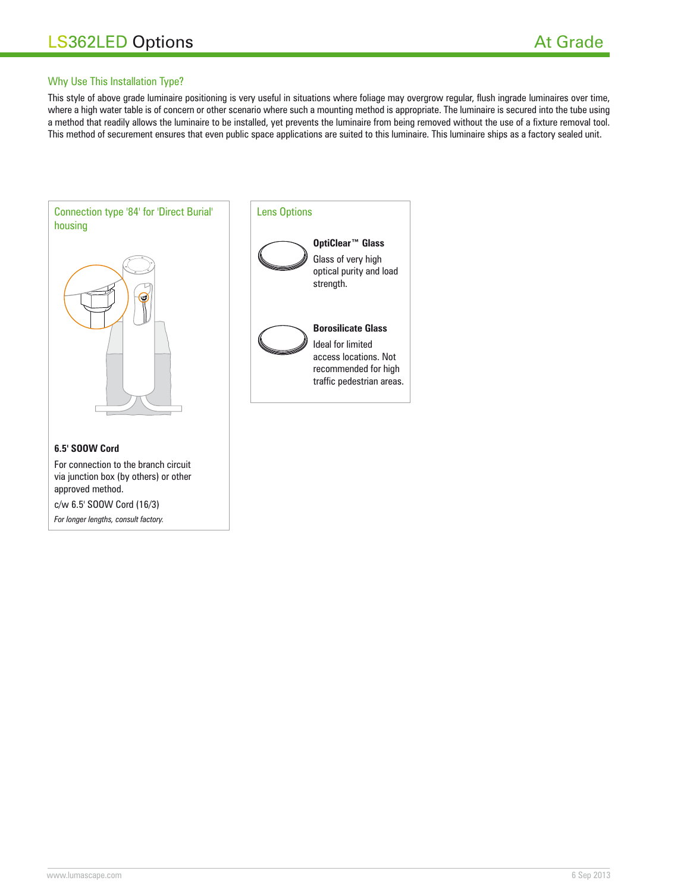# LS362LED Options

## At Grade

### Why Use This Installation Type?

This style of above grade luminaire positioning is very useful in situations where foliage may overgrow regular, flush ingrade luminaires over time, where a high water table is of concern or other scenario where such a mounting method is appropriate. The luminaire is secured into the tube using a method that readily allows the luminaire to be installed, yet prevents the luminaire from being removed without the use of a fixture removal tool. This method of securement ensures that even public space applications are suited to this luminaire. This luminaire ships as a factory sealed unit.

### Connection type '84' for 'Direct Burial' housing

**6.5' SOOW Cord**

For connection to the branch circuit via junction box (by others) or other approved method.

c/w 6.5' SOOW Cord (16/3)

*For longer lengths, consult factory.*

### Lens Options

**OptiClear™ Glass**

Glass of very high optical purity and load strength.

**Borosilicate Glass**

Ideal for limited access locations. Not recommended for high traffic pedestrian areas.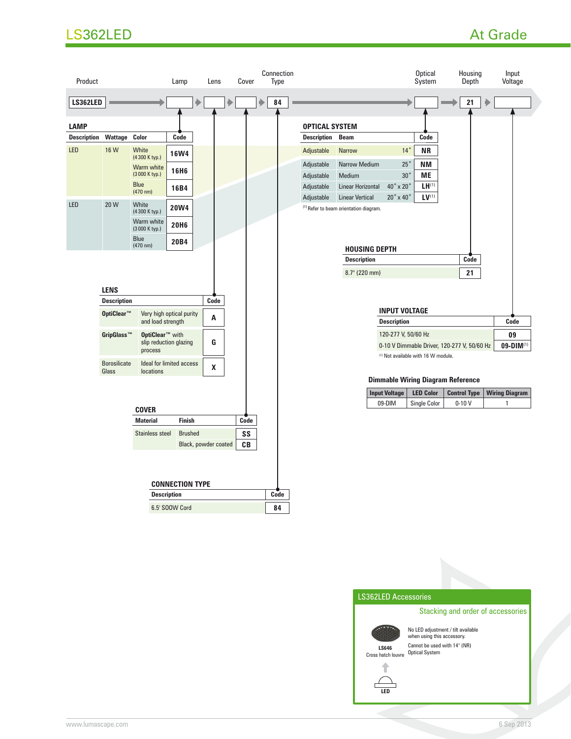# LS362LED

## At Grade

| Product | Lamp | Lens | Cover | Connection Type | Optical System | Housing Depth | Input Voltage |
|---|---|---|---|---|---|---|---|
| LS362LED | | | | 84 | | 21 | |

### LAMP

| Description | Wattage | Color | Code |
|---|---|---|---|
| LED | 16 W | White (4300 K typ.) | 16W4 |
| | | Warm white (3000 K typ.) | 16H6 |
| | | Blue (470 nm) | 16B4 |
| LED | 20 W | White (4300 K typ.) | 20W4 |
| | | Warm white (3000 K typ.) | 20H6 |
| | | Blue (470 nm) | 20B4 |

### OPTICAL SYSTEM

| Description | Beam | | Code |
|---|---|---|---|
| Adjustable | Narrow | 14° | NR |
| Adjustable | Narrow Medium | 25° | NM |
| Adjustable | Medium | 30° | ME |
| Adjustable | Linear Horizontal | 40° x 20° | LH[1] |
| Adjustable | Linear Vertical | 20° x 40° | LV[1] |

[1] Refer to beam orientation diagram.

### HOUSING DEPTH

| Description | Code |
|---|---|
| 8.7" (220 mm) | 21 |

### LENS

| Description | | Code |
|---|---|---|
| **OptiClear™** | Very high optical purity and load strength | A |
| **GripGlass™** | **OptiClear™** with slip reduction glazing process | G |
| Borosilicate Glass | Ideal for limited access locations | X |

### INPUT VOLTAGE

| Description | Code |
|---|---|
| 120-277 V, 50/60 Hz | 09 |
| 0-10 V Dimmable Driver, 120-277 V, 50/60 Hz | 09-DIM[1] |

[1] Not available with 16 W module.

### Dimmable Wiring Diagram Reference

| Input Voltage | LED Color | Control Type | Wiring Diagram |
|---|---|---|---|
| 09-DIM | Single Color | 0-10 V | 1 |

### COVER

| Material | Finish | Code |
|---|---|---|
| Stainless steel | Brushed | SS |
| | Black, powder coated | CB |

### CONNECTION TYPE

| Description | Code |
|---|---|
| 6.5' SOOW Cord | 84 |

### LS362LED Accessories

Stacking and order of accessories

**LS646**
Cross hatch louvre

No LED adjustment / tilt available when using this accessory.

Cannot be used with 14° (NR) Optical System

LED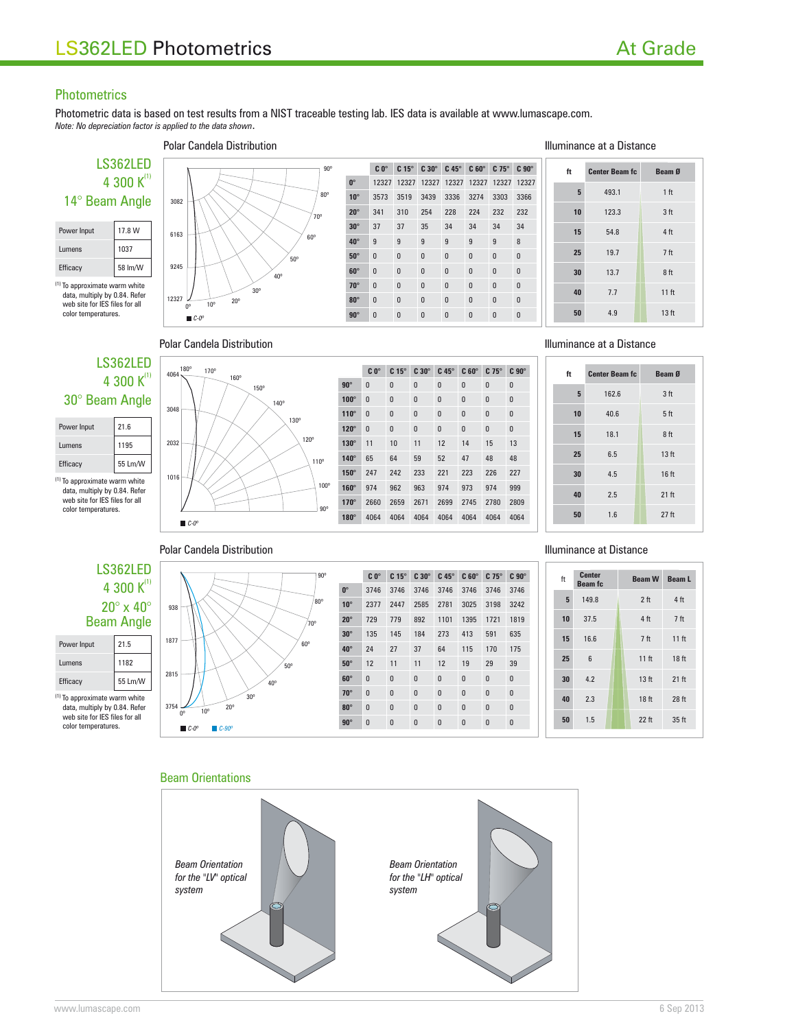# LS362LED Photometrics

At Grade

## Photometrics

Photometric data is based on test results from a NIST traceable testing lab. IES data is available at www.lumascape.com.
*Note: No depreciation factor is applied to the data shown.*

### LS362LED 4 300 K[1] 14° Beam Angle

| Power Input | 17.8 W |
|---|---|
| Lumens | 1037 |
| Efficacy | 58 lm/W |

[1] To approximate warm white data, multiply by 0.84. Refer web site for IES files for all color temperatures.

**Polar Candela Distribution**

| | C 0° | C 15° | C 30° | C 45° | C 60° | C 75° | C 90° |
|---|---|---|---|---|---|---|---|
| 0° | 12327 | 12327 | 12327 | 12327 | 12327 | 12327 | 12327 |
| 10° | 3573 | 3519 | 3439 | 3336 | 3274 | 3303 | 3366 |
| 20° | 341 | 310 | 254 | 228 | 224 | 232 | 232 |
| 30° | 37 | 37 | 35 | 34 | 34 | 34 | 34 |
| 40° | 9 | 9 | 9 | 9 | 9 | 9 | 8 |
| 50° | 0 | 0 | 0 | 0 | 0 | 0 | 0 |
| 60° | 0 | 0 | 0 | 0 | 0 | 0 | 0 |
| 70° | 0 | 0 | 0 | 0 | 0 | 0 | 0 |
| 80° | 0 | 0 | 0 | 0 | 0 | 0 | 0 |
| 90° | 0 | 0 | 0 | 0 | 0 | 0 | 0 |

**Illuminance at a Distance**

| ft | Center Beam fc | Beam Ø |
|---|---|---|
| 5 | 493.1 | 1 ft |
| 10 | 123.3 | 3 ft |
| 15 | 54.8 | 4 ft |
| 25 | 19.7 | 7 ft |
| 30 | 13.7 | 8 ft |
| 40 | 7.7 | 11 ft |
| 50 | 4.9 | 13 ft |

### LS362LED 4 300 K[1] 30° Beam Angle

| Power Input | 21.6 |
|---|---|
| Lumens | 1195 |
| Efficacy | 55 Lm/W |

[1] To approximate warm white data, multiply by 0.84. Refer web site for IES files for all color temperatures.

**Polar Candela Distribution**

| | C 0° | C 15° | C 30° | C 45° | C 60° | C 75° | C 90° |
|---|---|---|---|---|---|---|---|
| 90° | 0 | 0 | 0 | 0 | 0 | 0 | 0 |
| 100° | 0 | 0 | 0 | 0 | 0 | 0 | 0 |
| 110° | 0 | 0 | 0 | 0 | 0 | 0 | 0 |
| 120° | 0 | 0 | 0 | 0 | 0 | 0 | 0 |
| 130° | 11 | 10 | 11 | 12 | 14 | 15 | 13 |
| 140° | 65 | 64 | 59 | 52 | 47 | 48 | 48 |
| 150° | 247 | 242 | 233 | 221 | 223 | 226 | 227 |
| 160° | 974 | 962 | 963 | 974 | 973 | 974 | 999 |
| 170° | 2660 | 2659 | 2671 | 2699 | 2745 | 2780 | 2809 |
| 180° | 4064 | 4064 | 4064 | 4064 | 4064 | 4064 | 4064 |

**Illuminance at a Distance**

| ft | Center Beam fc | Beam Ø |
|---|---|---|
| 5 | 162.6 | 3 ft |
| 10 | 40.6 | 5 ft |
| 15 | 18.1 | 8 ft |
| 25 | 6.5 | 13 ft |
| 30 | 4.5 | 16 ft |
| 40 | 2.5 | 21 ft |
| 50 | 1.6 | 27 ft |

### LS362LED 4 300 K[1] 20° x 40° Beam Angle

| Power Input | 21.5 |
|---|---|
| Lumens | 1182 |
| Efficacy | 55 Lm/W |

[1] To approximate warm white data, multiply by 0.84. Refer web site for IES files for all color temperatures.

**Polar Candela Distribution**

| | C 0° | C 15° | C 30° | C 45° | C 60° | C 75° | C 90° |
|---|---|---|---|---|---|---|---|
| 0° | 3746 | 3746 | 3746 | 3746 | 3746 | 3746 | 3746 |
| 10° | 2377 | 2447 | 2585 | 2781 | 3025 | 3198 | 3242 |
| 20° | 729 | 779 | 892 | 1101 | 1395 | 1721 | 1819 |
| 30° | 135 | 145 | 184 | 273 | 413 | 591 | 635 |
| 40° | 24 | 27 | 37 | 64 | 115 | 170 | 175 |
| 50° | 12 | 11 | 11 | 12 | 19 | 29 | 39 |
| 60° | 0 | 0 | 0 | 0 | 0 | 0 | 0 |
| 70° | 0 | 0 | 0 | 0 | 0 | 0 | 0 |
| 80° | 0 | 0 | 0 | 0 | 0 | 0 | 0 |
| 90° | 0 | 0 | 0 | 0 | 0 | 0 | 0 |

**Illuminance at Distance**

| ft | Center Beam fc | Beam W | Beam L |
|---|---|---|---|
| 5 | 149.8 | 2 ft | 4 ft |
| 10 | 37.5 | 4 ft | 7 ft |
| 15 | 16.6 | 7 ft | 11 ft |
| 25 | 6 | 11 ft | 18 ft |
| 30 | 4.2 | 13 ft | 21 ft |
| 40 | 2.3 | 18 ft | 28 ft |
| 50 | 1.5 | 22 ft | 35 ft |

## Beam Orientations

*Beam Orientation for the "LV" optical system*

*Beam Orientation for the "LH" optical system*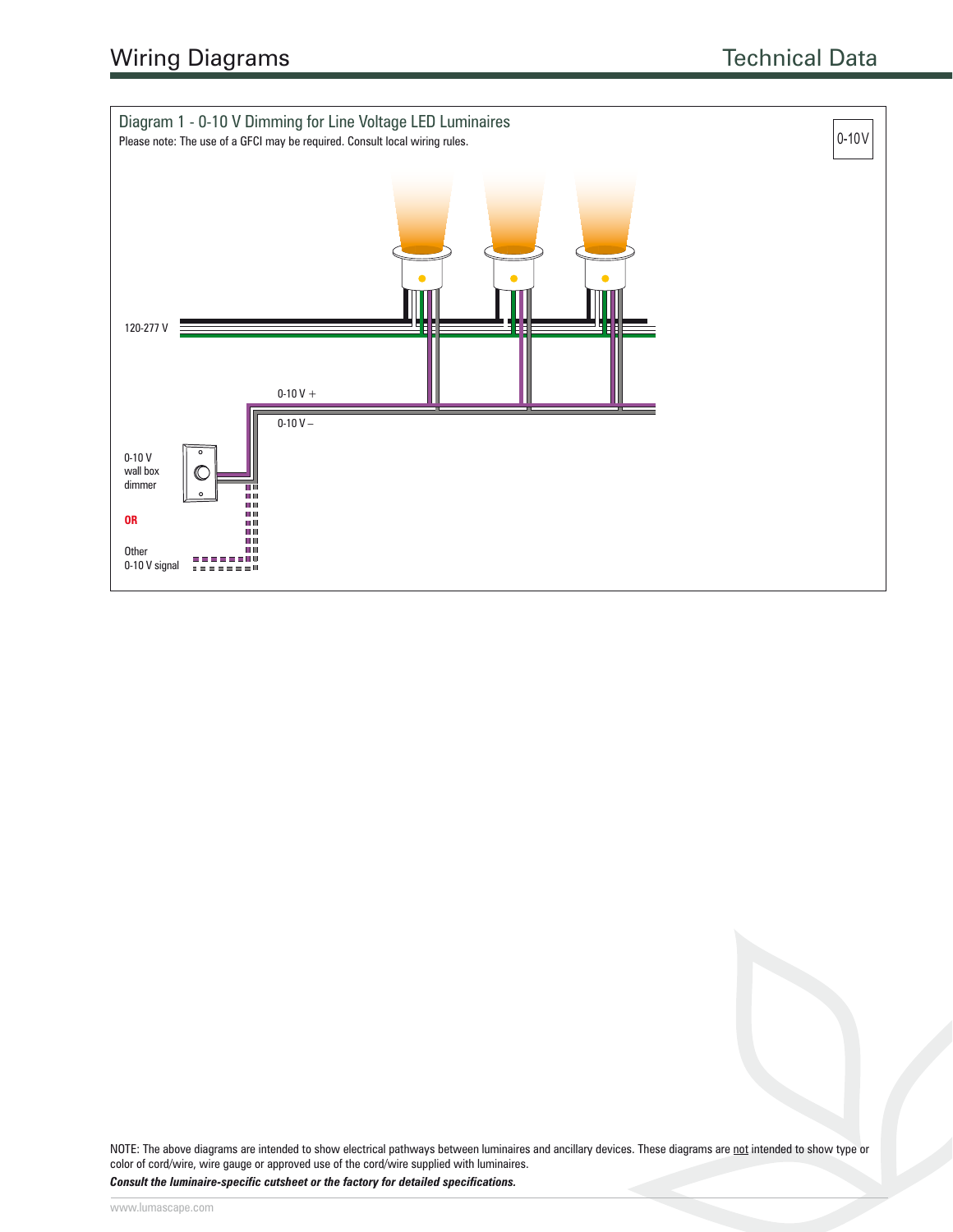# Wiring Diagrams

## Technical Data

### Diagram 1 - 0-10 V Dimming for Line Voltage LED Luminaires

Please note: The use of a GFCI may be required. Consult local wiring rules.

0-10V

120-277 V

0-10 V +

0-10 V –

0-10 V
wall box
dimmer

**OR**

Other
0-10 V signal

NOTE: The above diagrams are intended to show electrical pathways between luminaires and ancillary devices. These diagrams are not intended to show type or color of cord/wire, wire gauge or approved use of the cord/wire supplied with luminaires.

***Consult the luminaire-specific cutsheet or the factory for detailed specifications.***

www.lumascape.com